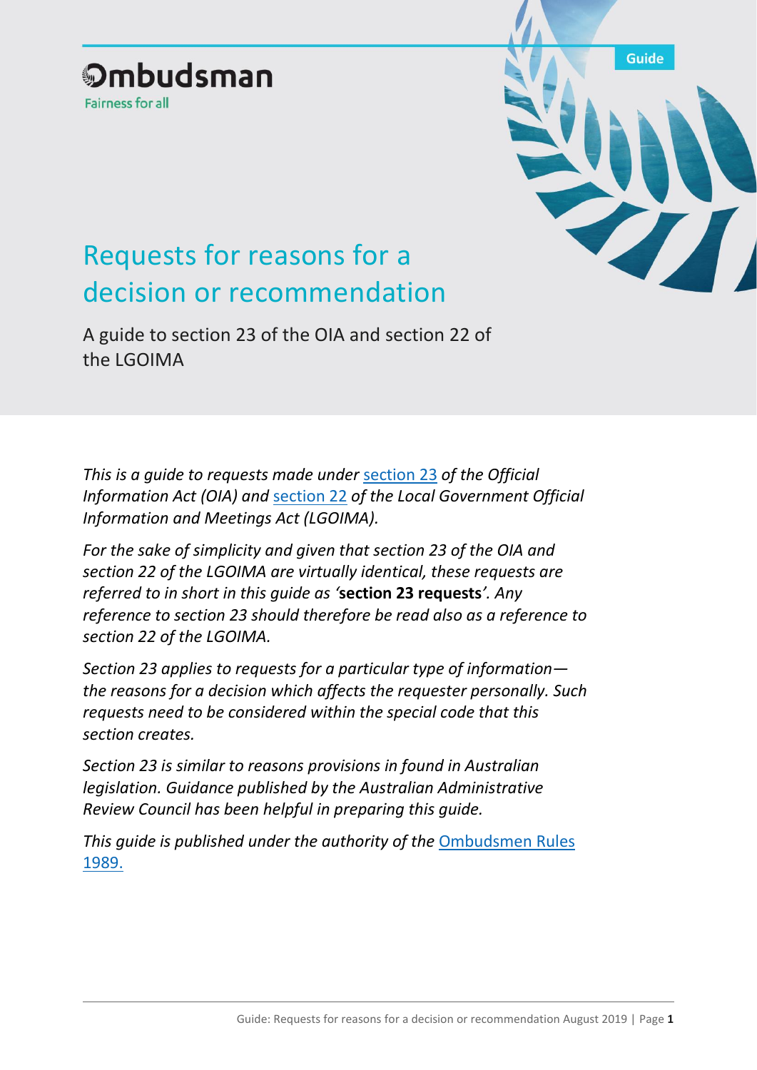Ombudsman

Fairness for all

Guide

# Requests for reasons for a decision or recommendation

A guide to section 23 of the OIA and section 22 of the LGOIMA

*This is a guide to requests made under section 23 of the Official Information Act (OIA) and section 22 of the Local Government Official Information and Meetings Act (LGOIMA).*

*For the sake of simplicity and given that section 23 of the OIA and section 22 of the LGOIMA are virtually identical, these requests are referred to in short in this guide as '**section 23 requests**'. Any reference to section 23 should therefore be read also as a reference to section 22 of the LGOIMA.*

*Section 23 applies to requests for a particular type of information—the reasons for a decision which affects the requester personally. Such requests need to be considered within the special code that this section creates.*

*Section 23 is similar to reasons provisions in found in Australian legislation. Guidance published by the Australian Administrative Review Council has been helpful in preparing this guide.*

*This guide is published under the authority of the Ombudsmen Rules 1989.*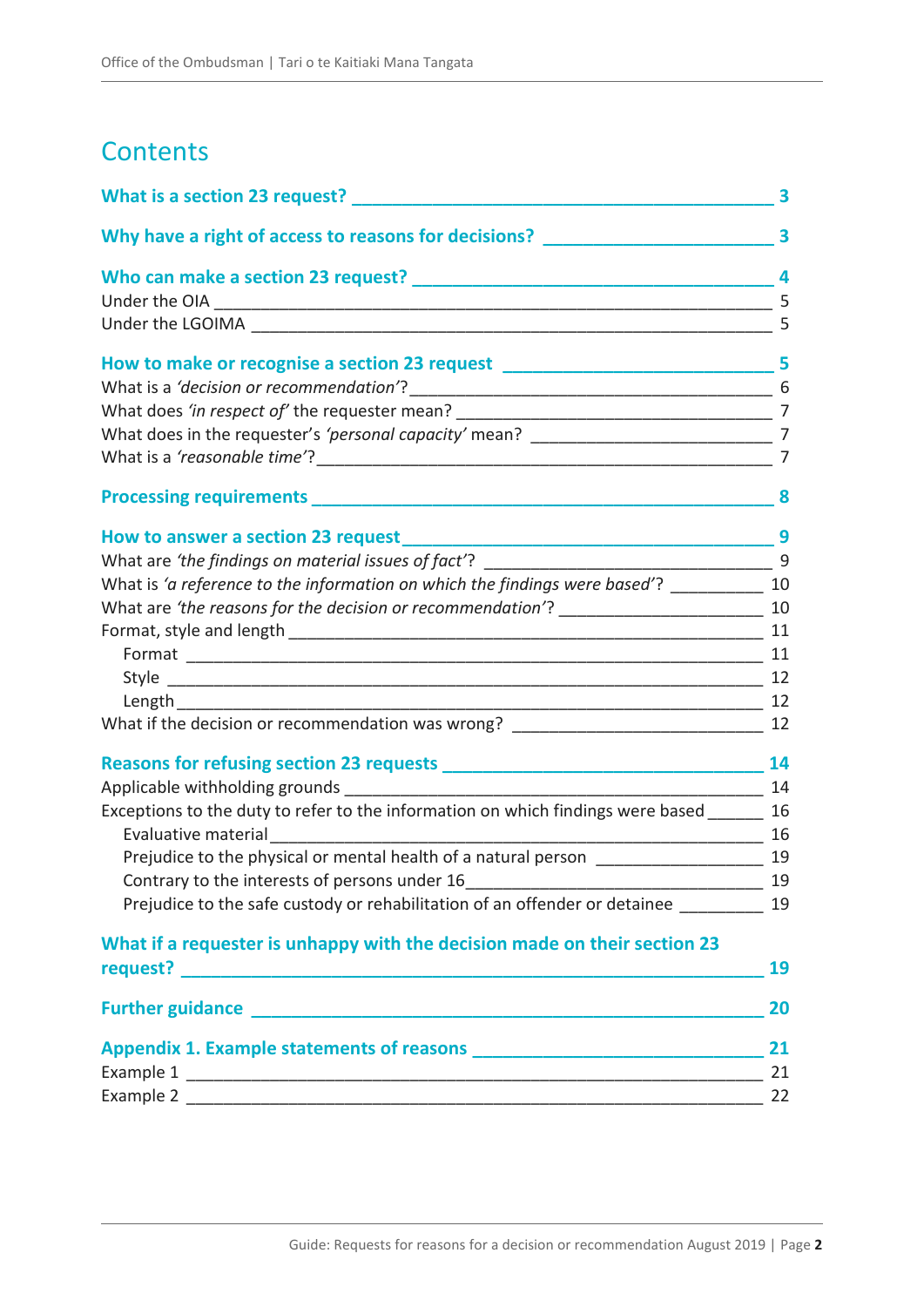# Contents

**What is a section 23 request?** 3

**Why have a right of access to reasons for decisions?** 3

**Who can make a section 23 request?** 4

- Under the OIA 5
- Under the LGOIMA 5

**How to make or recognise a section 23 request** 5

- What is a *'decision or recommendation'*? 6
- What does *'in respect of'* the requester mean? 7
- What does in the requester's *'personal capacity'* mean? 7
- What is a *'reasonable time'*? 7

**Processing requirements** 8

**How to answer a section 23 request** 9

- What are *'the findings on material issues of fact'*? 9
- What is *'a reference to the information on which the findings were based'*? 10
- What are *'the reasons for the decision or recommendation'*? 10
- Format, style and length 11
  - Format 11
  - Style 12
  - Length 12
- What if the decision or recommendation was wrong? 12

**Reasons for refusing section 23 requests** 14

- Applicable withholding grounds 14
- Exceptions to the duty to refer to the information on which findings were based 16
  - Evaluative material 16
  - Prejudice to the physical or mental health of a natural person 19
  - Contrary to the interests of persons under 16 19
  - Prejudice to the safe custody or rehabilitation of an offender or detainee 19

**What if a requester is unhappy with the decision made on their section 23 request?** 19

**Further guidance** 20

**Appendix 1. Example statements of reasons** 21

- Example 1 21
- Example 2 22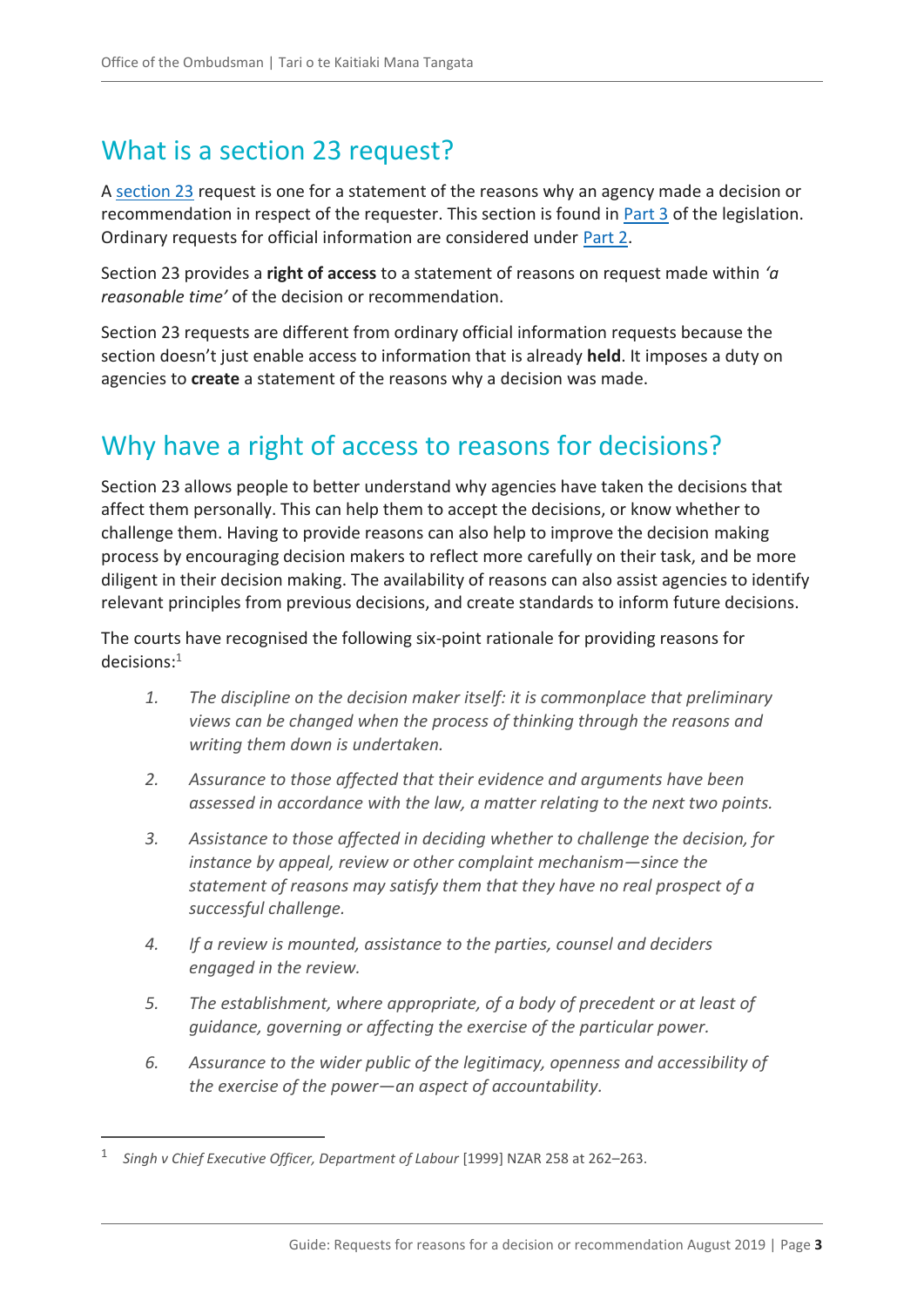## What is a section 23 request?

A section 23 request is one for a statement of the reasons why an agency made a decision or recommendation in respect of the requester. This section is found in Part 3 of the legislation. Ordinary requests for official information are considered under Part 2.

Section 23 provides a **right of access** to a statement of reasons on request made within *'a reasonable time'* of the decision or recommendation.

Section 23 requests are different from ordinary official information requests because the section doesn't just enable access to information that is already **held**. It imposes a duty on agencies to **create** a statement of the reasons why a decision was made.

## Why have a right of access to reasons for decisions?

Section 23 allows people to better understand why agencies have taken the decisions that affect them personally. This can help them to accept the decisions, or know whether to challenge them. Having to provide reasons can also help to improve the decision making process by encouraging decision makers to reflect more carefully on their task, and be more diligent in their decision making. The availability of reasons can also assist agencies to identify relevant principles from previous decisions, and create standards to inform future decisions.

The courts have recognised the following six-point rationale for providing reasons for decisions:[1]

1. *The discipline on the decision maker itself: it is commonplace that preliminary views can be changed when the process of thinking through the reasons and writing them down is undertaken.*
2. *Assurance to those affected that their evidence and arguments have been assessed in accordance with the law, a matter relating to the next two points.*
3. *Assistance to those affected in deciding whether to challenge the decision, for instance by appeal, review or other complaint mechanism—since the statement of reasons may satisfy them that they have no real prospect of a successful challenge.*
4. *If a review is mounted, assistance to the parties, counsel and deciders engaged in the review.*
5. *The establishment, where appropriate, of a body of precedent or at least of guidance, governing or affecting the exercise of the particular power.*
6. *Assurance to the wider public of the legitimacy, openness and accessibility of the exercise of the power—an aspect of accountability.*

---

[1] *Singh v Chief Executive Officer, Department of Labour* [1999] NZAR 258 at 262–263.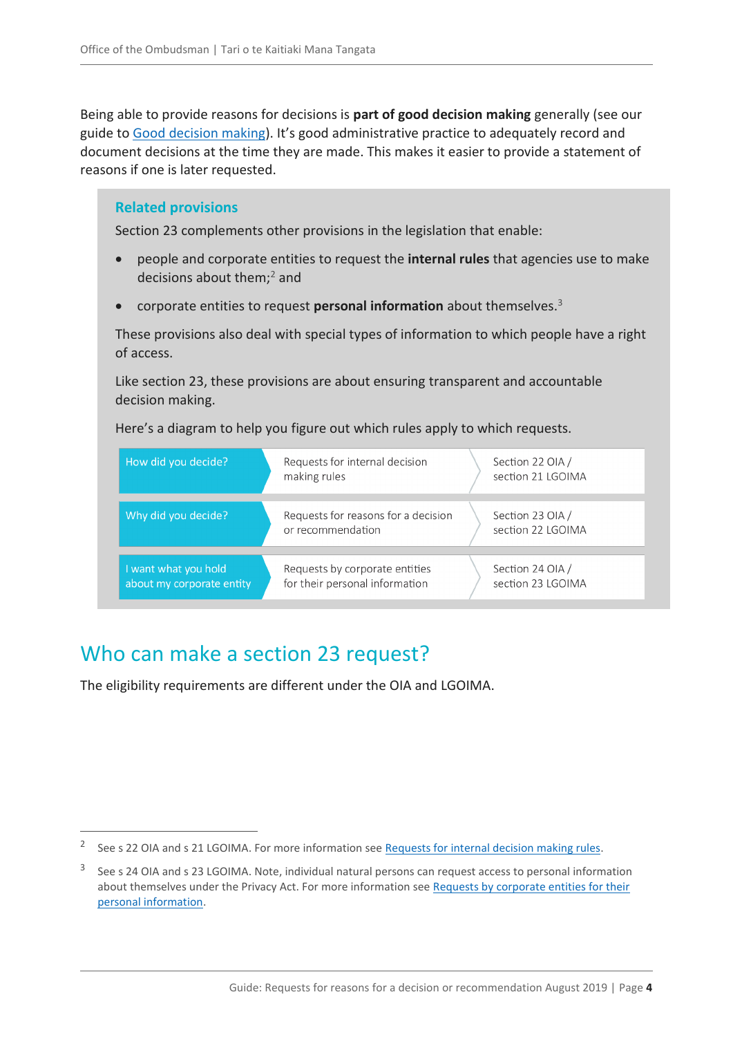Being able to provide reasons for decisions is **part of good decision making** generally (see our guide to Good decision making). It's good administrative practice to adequately record and document decisions at the time they are made. This makes it easier to provide a statement of reasons if one is later requested.

### Related provisions

Section 23 complements other provisions in the legislation that enable:

- people and corporate entities to request the **internal rules** that agencies use to make decisions about them;[2] and
- corporate entities to request **personal information** about themselves.[3]

These provisions also deal with special types of information to which people have a right of access.

Like section 23, these provisions are about ensuring transparent and accountable decision making.

Here's a diagram to help you figure out which rules apply to which requests.

| | | |
|---|---|---|
| How did you decide? | Requests for internal decision making rules | Section 22 OIA / section 21 LGOIMA |
| Why did you decide? | Requests for reasons for a decision or recommendation | Section 23 OIA / section 22 LGOIMA |
| I want what you hold about my corporate entity | Requests by corporate entities for their personal information | Section 24 OIA / section 23 LGOIMA |

## Who can make a section 23 request?

The eligibility requirements are different under the OIA and LGOIMA.

---

[2] See s 22 OIA and s 21 LGOIMA. For more information see Requests for internal decision making rules.

[3] See s 24 OIA and s 23 LGOIMA. Note, individual natural persons can request access to personal information about themselves under the Privacy Act. For more information see Requests by corporate entities for their personal information.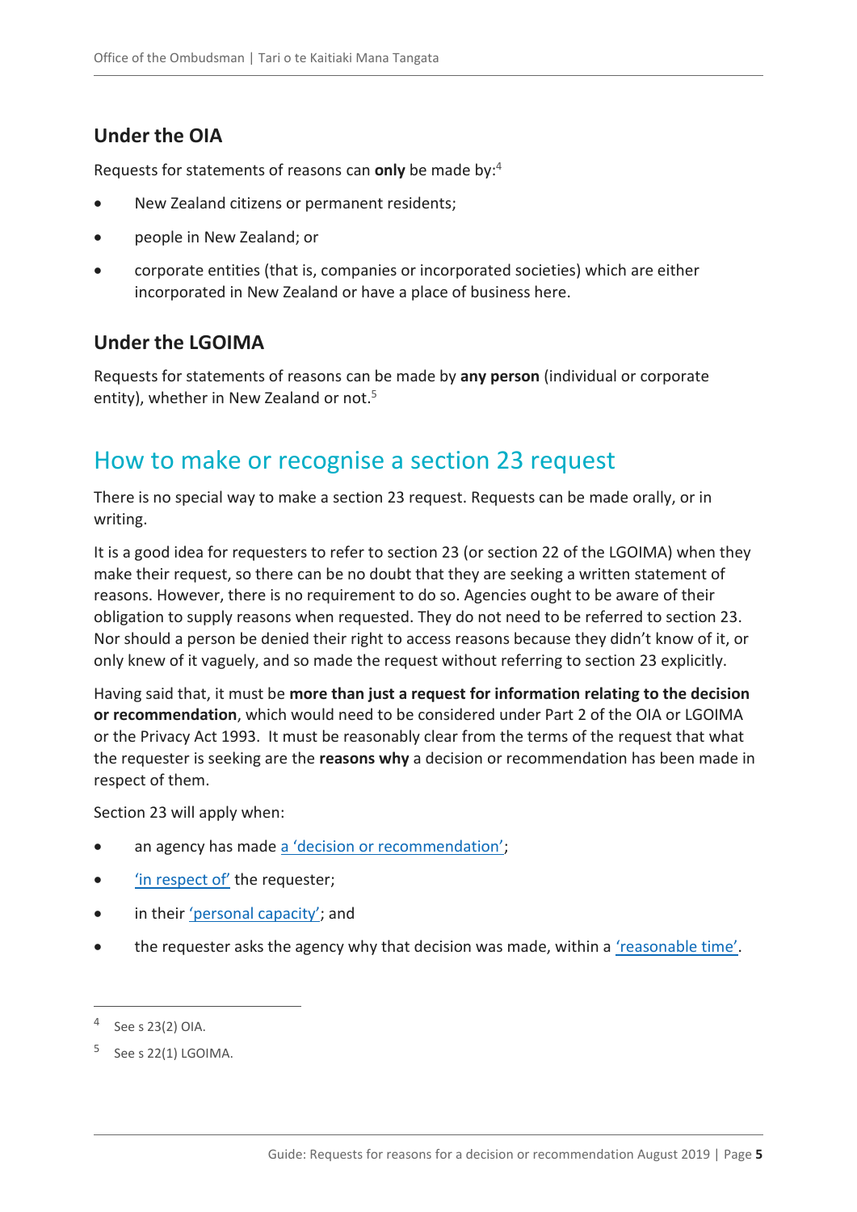### Under the OIA

Requests for statements of reasons can **only** be made by:[4]

- New Zealand citizens or permanent residents;
- people in New Zealand; or
- corporate entities (that is, companies or incorporated societies) which are either incorporated in New Zealand or have a place of business here.

### Under the LGOIMA

Requests for statements of reasons can be made by **any person** (individual or corporate entity), whether in New Zealand or not.[5]

## How to make or recognise a section 23 request

There is no special way to make a section 23 request. Requests can be made orally, or in writing.

It is a good idea for requesters to refer to section 23 (or section 22 of the LGOIMA) when they make their request, so there can be no doubt that they are seeking a written statement of reasons. However, there is no requirement to do so. Agencies ought to be aware of their obligation to supply reasons when requested. They do not need to be referred to section 23. Nor should a person be denied their right to access reasons because they didn't know of it, or only knew of it vaguely, and so made the request without referring to section 23 explicitly.

Having said that, it must be **more than just a request for information relating to the decision or recommendation**, which would need to be considered under Part 2 of the OIA or LGOIMA or the Privacy Act 1993. It must be reasonably clear from the terms of the request that what the requester is seeking are the **reasons why** a decision or recommendation has been made in respect of them.

Section 23 will apply when:

- an agency has made a 'decision or recommendation';
- 'in respect of' the requester;
- in their 'personal capacity'; and
- the requester asks the agency why that decision was made, within a 'reasonable time'.

---

[4] See s 23(2) OIA.

[5] See s 22(1) LGOIMA.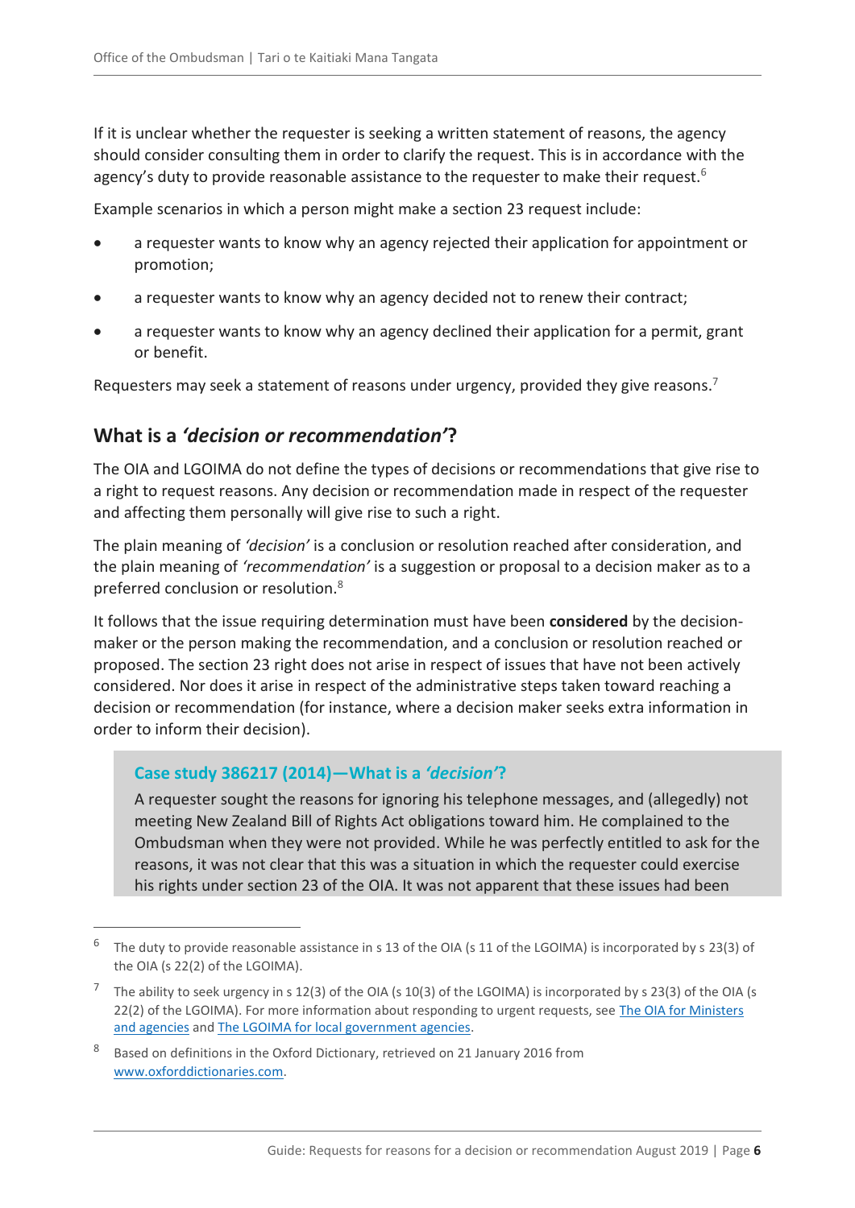If it is unclear whether the requester is seeking a written statement of reasons, the agency should consider consulting them in order to clarify the request. This is in accordance with the agency's duty to provide reasonable assistance to the requester to make their request.[6]

Example scenarios in which a person might make a section 23 request include:

- a requester wants to know why an agency rejected their application for appointment or promotion;
- a requester wants to know why an agency decided not to renew their contract;
- a requester wants to know why an agency declined their application for a permit, grant or benefit.

Requesters may seek a statement of reasons under urgency, provided they give reasons.[7]

## What is a *'decision or recommendation'*?

The OIA and LGOIMA do not define the types of decisions or recommendations that give rise to a right to request reasons. Any decision or recommendation made in respect of the requester and affecting them personally will give rise to such a right.

The plain meaning of *'decision'* is a conclusion or resolution reached after consideration, and the plain meaning of *'recommendation'* is a suggestion or proposal to a decision maker as to a preferred conclusion or resolution.[8]

It follows that the issue requiring determination must have been **considered** by the decision-maker or the person making the recommendation, and a conclusion or resolution reached or proposed. The section 23 right does not arise in respect of issues that have not been actively considered. Nor does it arise in respect of the administrative steps taken toward reaching a decision or recommendation (for instance, where a decision maker seeks extra information in order to inform their decision).

> ### Case study 386217 (2014)—What is a *'decision'*?
>
> A requester sought the reasons for ignoring his telephone messages, and (allegedly) not meeting New Zealand Bill of Rights Act obligations toward him. He complained to the Ombudsman when they were not provided. While he was perfectly entitled to ask for the reasons, it was not clear that this was a situation in which the requester could exercise his rights under section 23 of the OIA. It was not apparent that these issues had been

---

[6] The duty to provide reasonable assistance in s 13 of the OIA (s 11 of the LGOIMA) is incorporated by s 23(3) of the OIA (s 22(2) of the LGOIMA).

[7] The ability to seek urgency in s 12(3) of the OIA (s 10(3) of the LGOIMA) is incorporated by s 23(3) of the OIA (s 22(2) of the LGOIMA). For more information about responding to urgent requests, see [The OIA for Ministers and agencies] and [The LGOIMA for local government agencies].

[8] Based on definitions in the Oxford Dictionary, retrieved on 21 January 2016 from www.oxforddictionaries.com.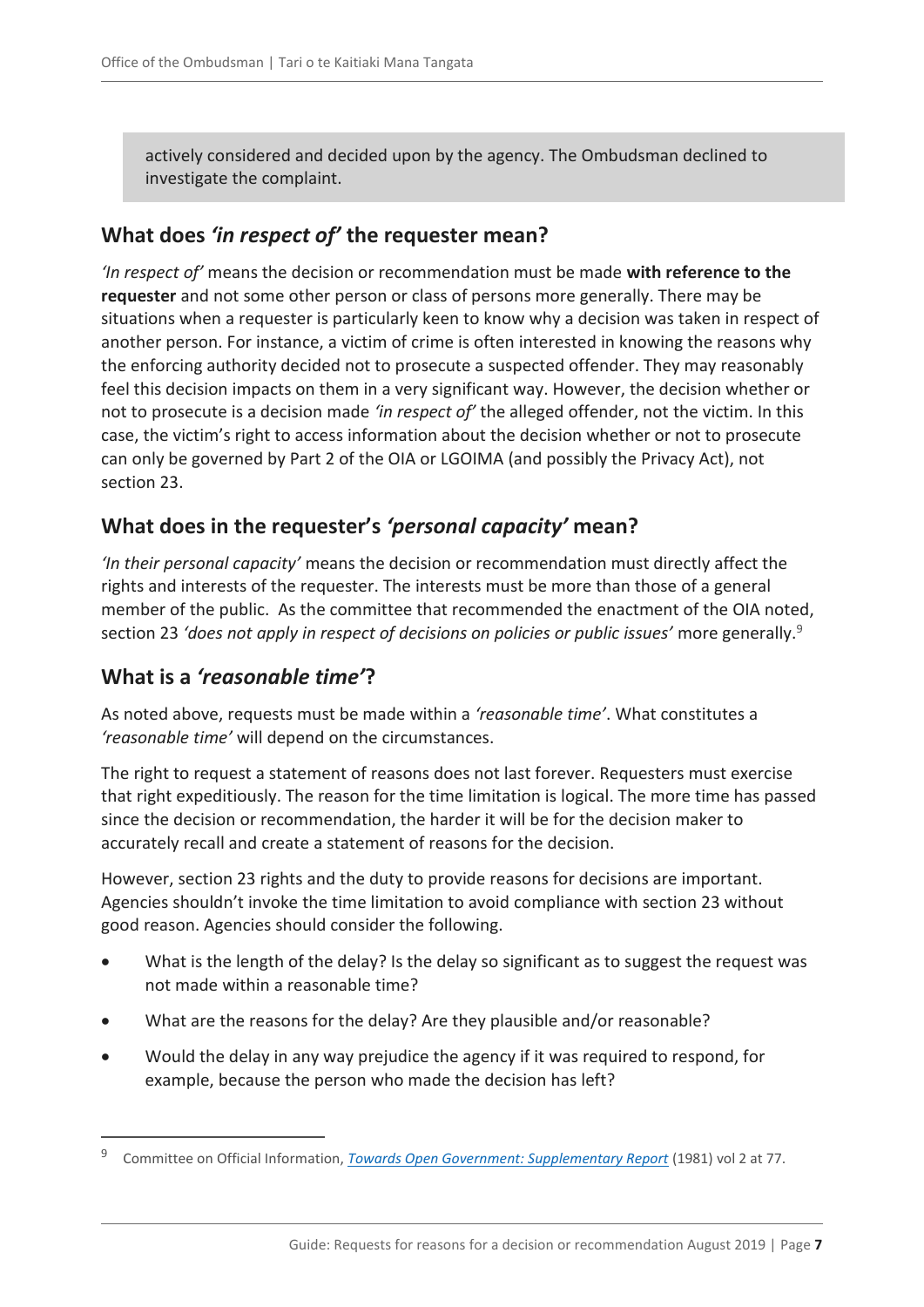actively considered and decided upon by the agency. The Ombudsman declined to investigate the complaint.

## What does *'in respect of'* the requester mean?

*'In respect of'* means the decision or recommendation must be made **with reference to the requester** and not some other person or class of persons more generally. There may be situations when a requester is particularly keen to know why a decision was taken in respect of another person. For instance, a victim of crime is often interested in knowing the reasons why the enforcing authority decided not to prosecute a suspected offender. They may reasonably feel this decision impacts on them in a very significant way. However, the decision whether or not to prosecute is a decision made *'in respect of'* the alleged offender, not the victim. In this case, the victim's right to access information about the decision whether or not to prosecute can only be governed by Part 2 of the OIA or LGOIMA (and possibly the Privacy Act), not section 23.

## What does in the requester's *'personal capacity'* mean?

*'In their personal capacity'* means the decision or recommendation must directly affect the rights and interests of the requester. The interests must be more than those of a general member of the public. As the committee that recommended the enactment of the OIA noted, section 23 *'does not apply in respect of decisions on policies or public issues'* more generally.[9]

## What is a *'reasonable time'*?

As noted above, requests must be made within a *'reasonable time'*. What constitutes a *'reasonable time'* will depend on the circumstances.

The right to request a statement of reasons does not last forever. Requesters must exercise that right expeditiously. The reason for the time limitation is logical. The more time has passed since the decision or recommendation, the harder it will be for the decision maker to accurately recall and create a statement of reasons for the decision.

However, section 23 rights and the duty to provide reasons for decisions are important. Agencies shouldn't invoke the time limitation to avoid compliance with section 23 without good reason. Agencies should consider the following.

- What is the length of the delay? Is the delay so significant as to suggest the request was not made within a reasonable time?
- What are the reasons for the delay? Are they plausible and/or reasonable?
- Would the delay in any way prejudice the agency if it was required to respond, for example, because the person who made the decision has left?

---

[9] Committee on Official Information, *Towards Open Government: Supplementary Report* (1981) vol 2 at 77.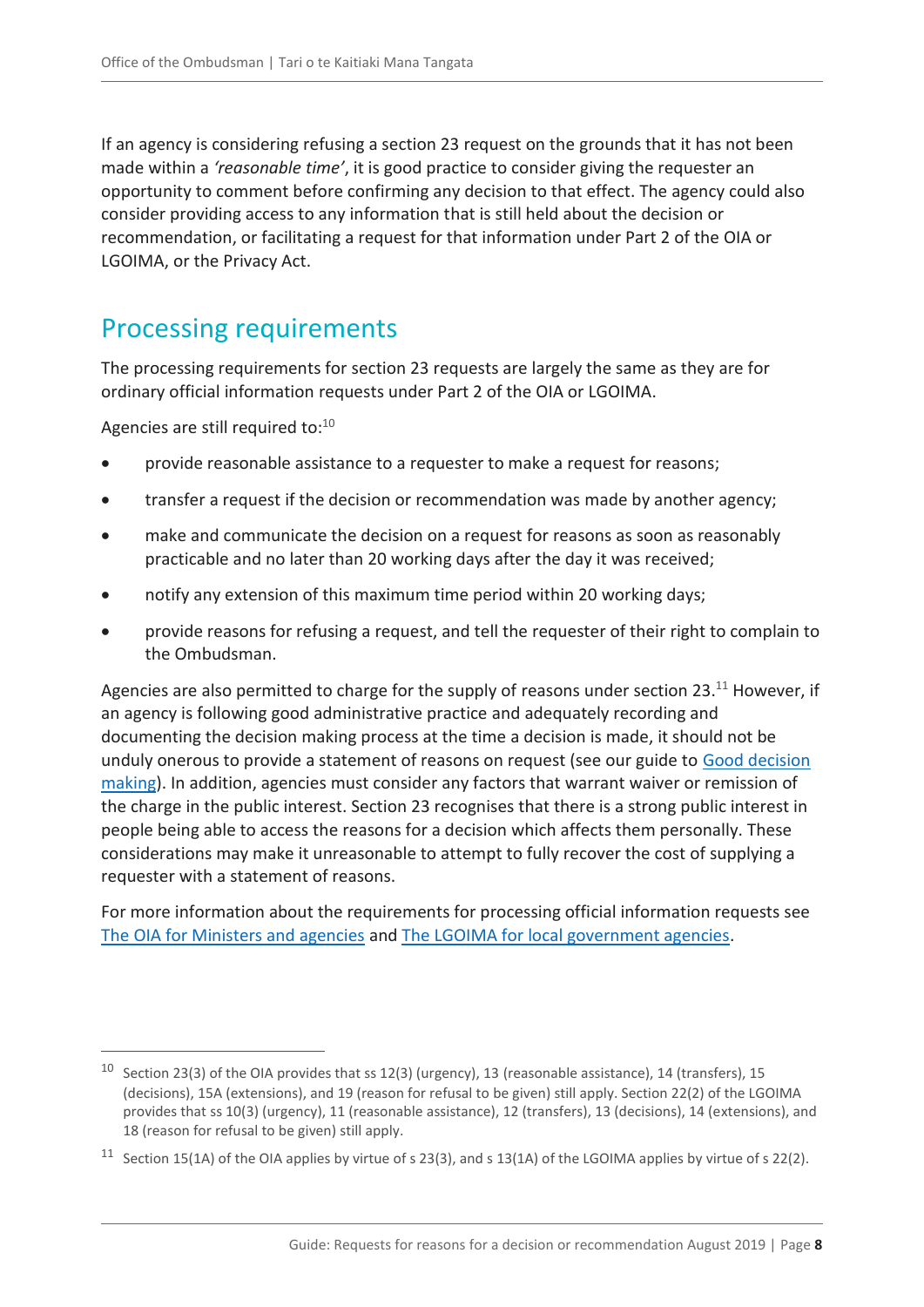If an agency is considering refusing a section 23 request on the grounds that it has not been made within a *'reasonable time'*, it is good practice to consider giving the requester an opportunity to comment before confirming any decision to that effect. The agency could also consider providing access to any information that is still held about the decision or recommendation, or facilitating a request for that information under Part 2 of the OIA or LGOIMA, or the Privacy Act.

## Processing requirements

The processing requirements for section 23 requests are largely the same as they are for ordinary official information requests under Part 2 of the OIA or LGOIMA.

Agencies are still required to:[10]

- provide reasonable assistance to a requester to make a request for reasons;
- transfer a request if the decision or recommendation was made by another agency;
- make and communicate the decision on a request for reasons as soon as reasonably practicable and no later than 20 working days after the day it was received;
- notify any extension of this maximum time period within 20 working days;
- provide reasons for refusing a request, and tell the requester of their right to complain to the Ombudsman.

Agencies are also permitted to charge for the supply of reasons under section 23.[11] However, if an agency is following good administrative practice and adequately recording and documenting the decision making process at the time a decision is made, it should not be unduly onerous to provide a statement of reasons on request (see our guide to [Good decision making]). In addition, agencies must consider any factors that warrant waiver or remission of the charge in the public interest. Section 23 recognises that there is a strong public interest in people being able to access the reasons for a decision which affects them personally. These considerations may make it unreasonable to attempt to fully recover the cost of supplying a requester with a statement of reasons.

For more information about the requirements for processing official information requests see [The OIA for Ministers and agencies] and [The LGOIMA for local government agencies].

---

[10] Section 23(3) of the OIA provides that ss 12(3) (urgency), 13 (reasonable assistance), 14 (transfers), 15 (decisions), 15A (extensions), and 19 (reason for refusal to be given) still apply. Section 22(2) of the LGOIMA provides that ss 10(3) (urgency), 11 (reasonable assistance), 12 (transfers), 13 (decisions), 14 (extensions), and 18 (reason for refusal to be given) still apply.

[11] Section 15(1A) of the OIA applies by virtue of s 23(3), and s 13(1A) of the LGOIMA applies by virtue of s 22(2).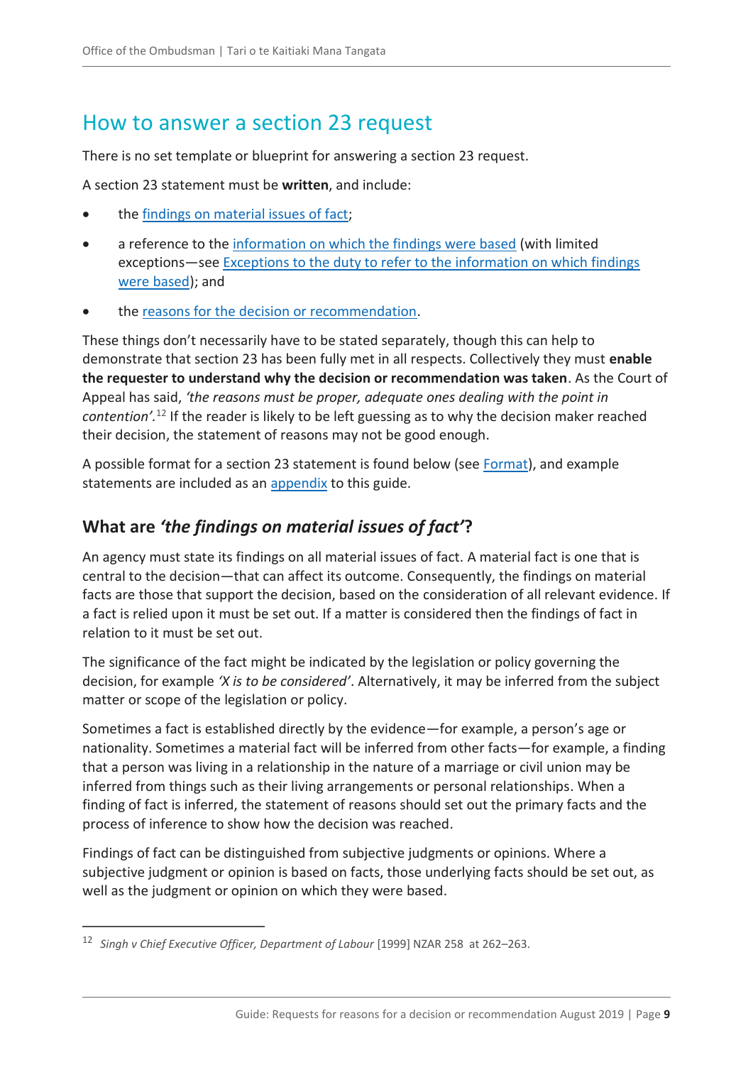## How to answer a section 23 request

There is no set template or blueprint for answering a section 23 request.

A section 23 statement must be **written**, and include:

- the findings on material issues of fact;
- a reference to the information on which the findings were based (with limited exceptions—see Exceptions to the duty to refer to the information on which findings were based); and
- the reasons for the decision or recommendation.

These things don't necessarily have to be stated separately, though this can help to demonstrate that section 23 has been fully met in all respects. Collectively they must **enable the requester to understand why the decision or recommendation was taken**. As the Court of Appeal has said, *'the reasons must be proper, adequate ones dealing with the point in contention'.*[12] If the reader is likely to be left guessing as to why the decision maker reached their decision, the statement of reasons may not be good enough.

A possible format for a section 23 statement is found below (see Format), and example statements are included as an appendix to this guide.

### What are *'the findings on material issues of fact'*?

An agency must state its findings on all material issues of fact. A material fact is one that is central to the decision—that can affect its outcome. Consequently, the findings on material facts are those that support the decision, based on the consideration of all relevant evidence. If a fact is relied upon it must be set out. If a matter is considered then the findings of fact in relation to it must be set out.

The significance of the fact might be indicated by the legislation or policy governing the decision, for example *'X is to be considered'*. Alternatively, it may be inferred from the subject matter or scope of the legislation or policy.

Sometimes a fact is established directly by the evidence—for example, a person's age or nationality. Sometimes a material fact will be inferred from other facts—for example, a finding that a person was living in a relationship in the nature of a marriage or civil union may be inferred from things such as their living arrangements or personal relationships. When a finding of fact is inferred, the statement of reasons should set out the primary facts and the process of inference to show how the decision was reached.

Findings of fact can be distinguished from subjective judgments or opinions. Where a subjective judgment or opinion is based on facts, those underlying facts should be set out, as well as the judgment or opinion on which they were based.

---

[12] *Singh v Chief Executive Officer, Department of Labour* [1999] NZAR 258 at 262–263.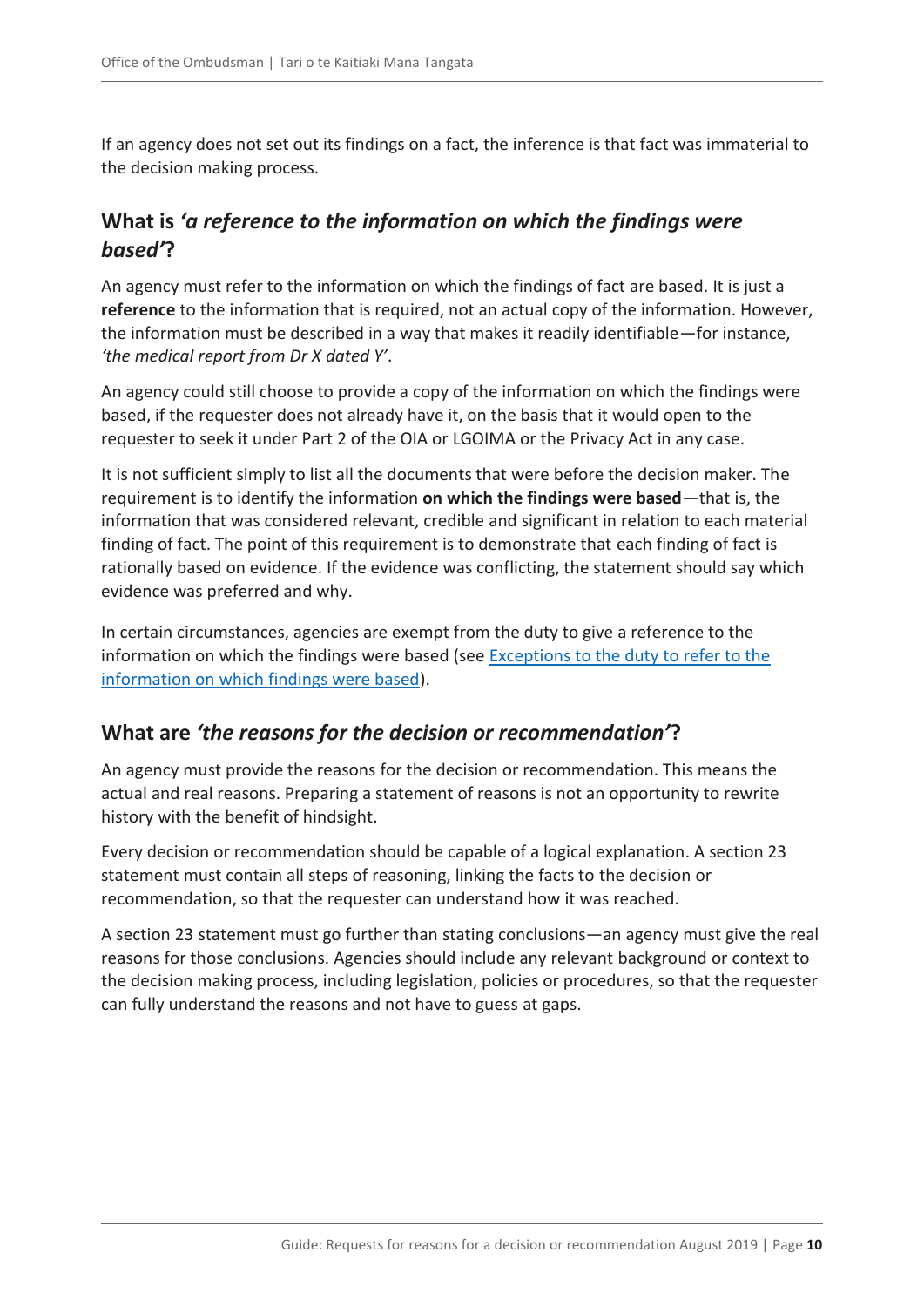If an agency does not set out its findings on a fact, the inference is that fact was immaterial to the decision making process.

## What is *'a reference to the information on which the findings were based'*?

An agency must refer to the information on which the findings of fact are based. It is just a **reference** to the information that is required, not an actual copy of the information. However, the information must be described in a way that makes it readily identifiable—for instance, *'the medical report from Dr X dated Y'*.

An agency could still choose to provide a copy of the information on which the findings were based, if the requester does not already have it, on the basis that it would open to the requester to seek it under Part 2 of the OIA or LGOIMA or the Privacy Act in any case.

It is not sufficient simply to list all the documents that were before the decision maker. The requirement is to identify the information **on which the findings were based**—that is, the information that was considered relevant, credible and significant in relation to each material finding of fact. The point of this requirement is to demonstrate that each finding of fact is rationally based on evidence. If the evidence was conflicting, the statement should say which evidence was preferred and why.

In certain circumstances, agencies are exempt from the duty to give a reference to the information on which the findings were based (see [Exceptions to the duty to refer to the information on which findings were based]).

## What are *'the reasons for the decision or recommendation'*?

An agency must provide the reasons for the decision or recommendation. This means the actual and real reasons. Preparing a statement of reasons is not an opportunity to rewrite history with the benefit of hindsight.

Every decision or recommendation should be capable of a logical explanation. A section 23 statement must contain all steps of reasoning, linking the facts to the decision or recommendation, so that the requester can understand how it was reached.

A section 23 statement must go further than stating conclusions—an agency must give the real reasons for those conclusions. Agencies should include any relevant background or context to the decision making process, including legislation, policies or procedures, so that the requester can fully understand the reasons and not have to guess at gaps.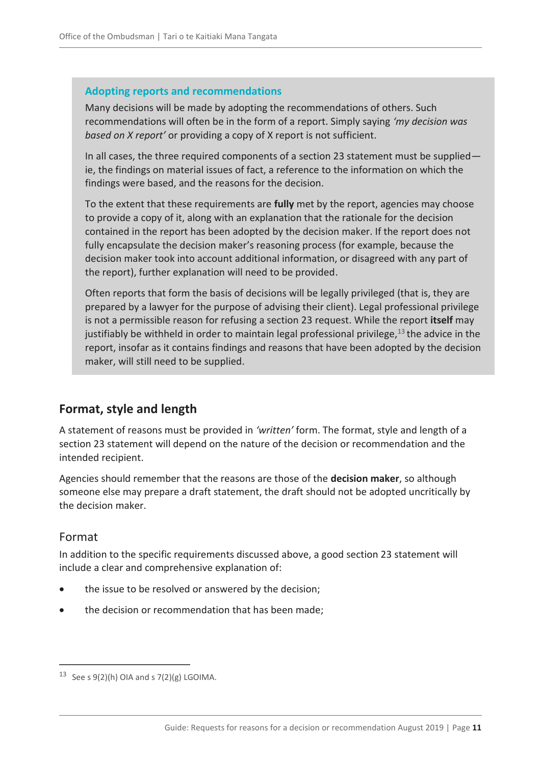### Adopting reports and recommendations

Many decisions will be made by adopting the recommendations of others. Such recommendations will often be in the form of a report. Simply saying *'my decision was based on X report'* or providing a copy of X report is not sufficient.

In all cases, the three required components of a section 23 statement must be supplied—ie, the findings on material issues of fact, a reference to the information on which the findings were based, and the reasons for the decision.

To the extent that these requirements are **fully** met by the report, agencies may choose to provide a copy of it, along with an explanation that the rationale for the decision contained in the report has been adopted by the decision maker. If the report does not fully encapsulate the decision maker's reasoning process (for example, because the decision maker took into account additional information, or disagreed with any part of the report), further explanation will need to be provided.

Often reports that form the basis of decisions will be legally privileged (that is, they are prepared by a lawyer for the purpose of advising their client). Legal professional privilege is not a permissible reason for refusing a section 23 request. While the report **itself** may justifiably be withheld in order to maintain legal professional privilege,[13] the advice in the report, insofar as it contains findings and reasons that have been adopted by the decision maker, will still need to be supplied.

## Format, style and length

A statement of reasons must be provided in *'written'* form. The format, style and length of a section 23 statement will depend on the nature of the decision or recommendation and the intended recipient.

Agencies should remember that the reasons are those of the **decision maker**, so although someone else may prepare a draft statement, the draft should not be adopted uncritically by the decision maker.

### Format

In addition to the specific requirements discussed above, a good section 23 statement will include a clear and comprehensive explanation of:

- the issue to be resolved or answered by the decision;
- the decision or recommendation that has been made;

[13] See s 9(2)(h) OIA and s 7(2)(g) LGOIMA.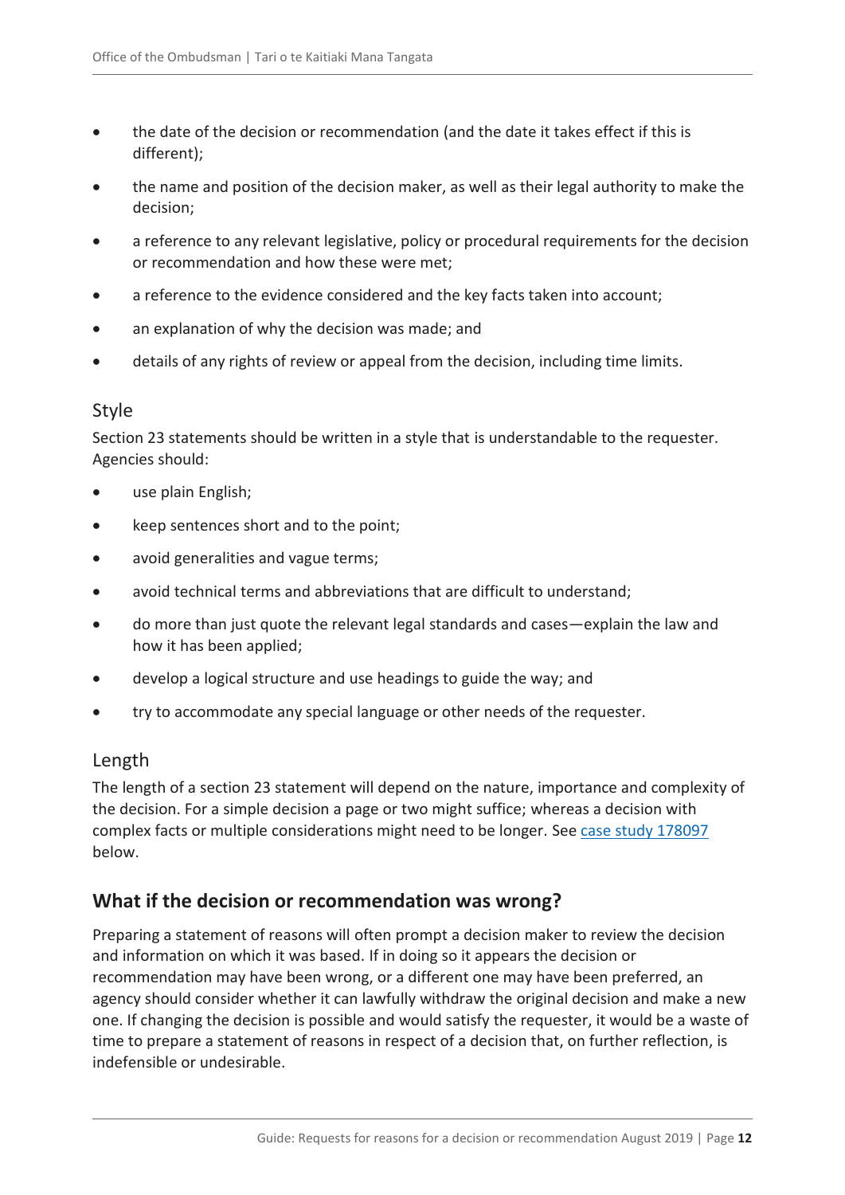- the date of the decision or recommendation (and the date it takes effect if this is different);
- the name and position of the decision maker, as well as their legal authority to make the decision;
- a reference to any relevant legislative, policy or procedural requirements for the decision or recommendation and how these were met;
- a reference to the evidence considered and the key facts taken into account;
- an explanation of why the decision was made; and
- details of any rights of review or appeal from the decision, including time limits.

### Style

Section 23 statements should be written in a style that is understandable to the requester. Agencies should:

- use plain English;
- keep sentences short and to the point;
- avoid generalities and vague terms;
- avoid technical terms and abbreviations that are difficult to understand;
- do more than just quote the relevant legal standards and cases—explain the law and how it has been applied;
- develop a logical structure and use headings to guide the way; and
- try to accommodate any special language or other needs of the requester.

### Length

The length of a section 23 statement will depend on the nature, importance and complexity of the decision. For a simple decision a page or two might suffice; whereas a decision with complex facts or multiple considerations might need to be longer. See case study 178097 below.

## What if the decision or recommendation was wrong?

Preparing a statement of reasons will often prompt a decision maker to review the decision and information on which it was based. If in doing so it appears the decision or recommendation may have been wrong, or a different one may have been preferred, an agency should consider whether it can lawfully withdraw the original decision and make a new one. If changing the decision is possible and would satisfy the requester, it would be a waste of time to prepare a statement of reasons in respect of a decision that, on further reflection, is indefensible or undesirable.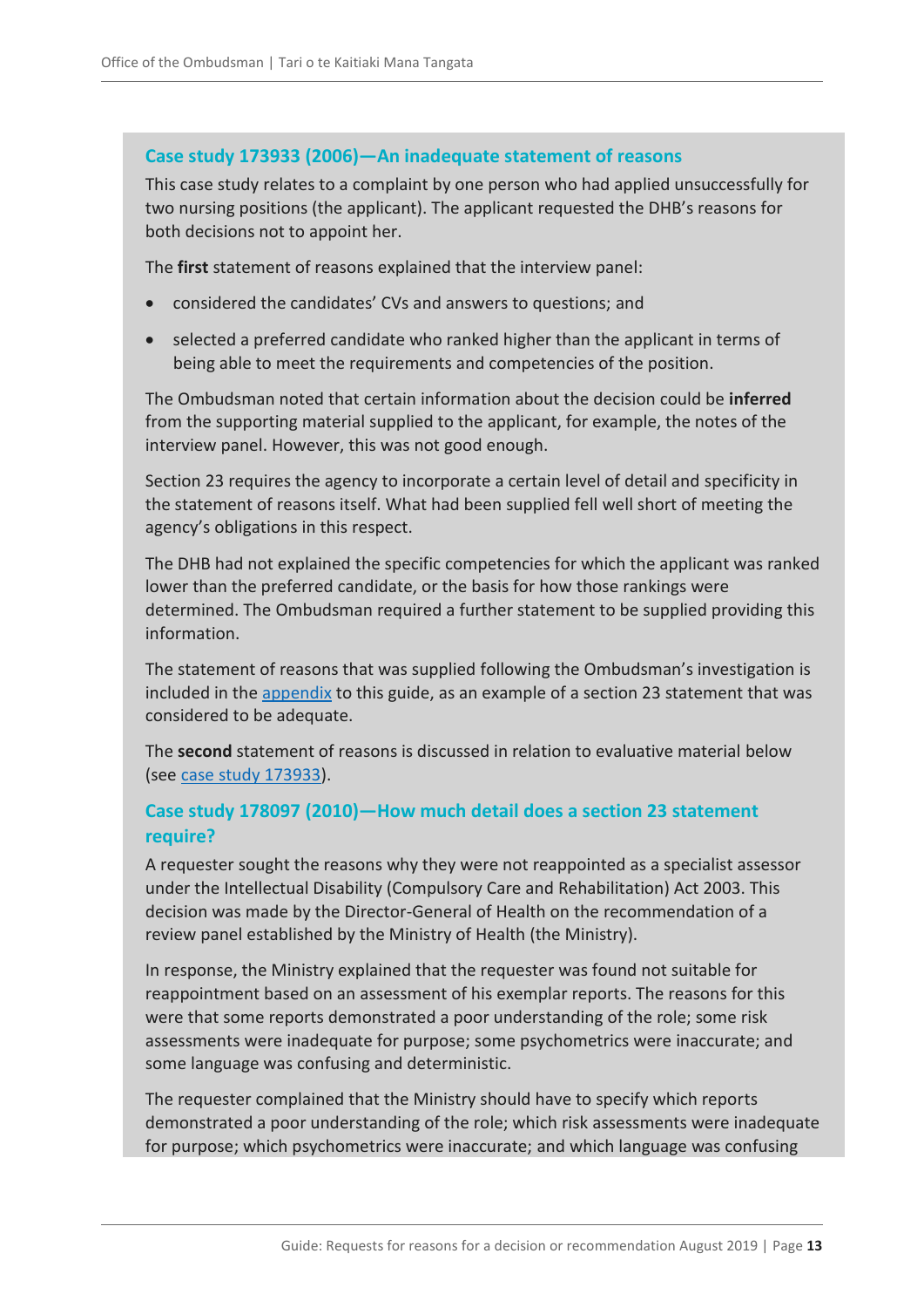### Case study 173933 (2006)—An inadequate statement of reasons

This case study relates to a complaint by one person who had applied unsuccessfully for two nursing positions (the applicant). The applicant requested the DHB's reasons for both decisions not to appoint her.

The **first** statement of reasons explained that the interview panel:

- considered the candidates' CVs and answers to questions; and
- selected a preferred candidate who ranked higher than the applicant in terms of being able to meet the requirements and competencies of the position.

The Ombudsman noted that certain information about the decision could be **inferred** from the supporting material supplied to the applicant, for example, the notes of the interview panel. However, this was not good enough.

Section 23 requires the agency to incorporate a certain level of detail and specificity in the statement of reasons itself. What had been supplied fell well short of meeting the agency's obligations in this respect.

The DHB had not explained the specific competencies for which the applicant was ranked lower than the preferred candidate, or the basis for how those rankings were determined. The Ombudsman required a further statement to be supplied providing this information.

The statement of reasons that was supplied following the Ombudsman's investigation is included in the appendix to this guide, as an example of a section 23 statement that was considered to be adequate.

The **second** statement of reasons is discussed in relation to evaluative material below (see case study 173933).

### Case study 178097 (2010)—How much detail does a section 23 statement require?

A requester sought the reasons why they were not reappointed as a specialist assessor under the Intellectual Disability (Compulsory Care and Rehabilitation) Act 2003. This decision was made by the Director-General of Health on the recommendation of a review panel established by the Ministry of Health (the Ministry).

In response, the Ministry explained that the requester was found not suitable for reappointment based on an assessment of his exemplar reports. The reasons for this were that some reports demonstrated a poor understanding of the role; some risk assessments were inadequate for purpose; some psychometrics were inaccurate; and some language was confusing and deterministic.

The requester complained that the Ministry should have to specify which reports demonstrated a poor understanding of the role; which risk assessments were inadequate for purpose; which psychometrics were inaccurate; and which language was confusing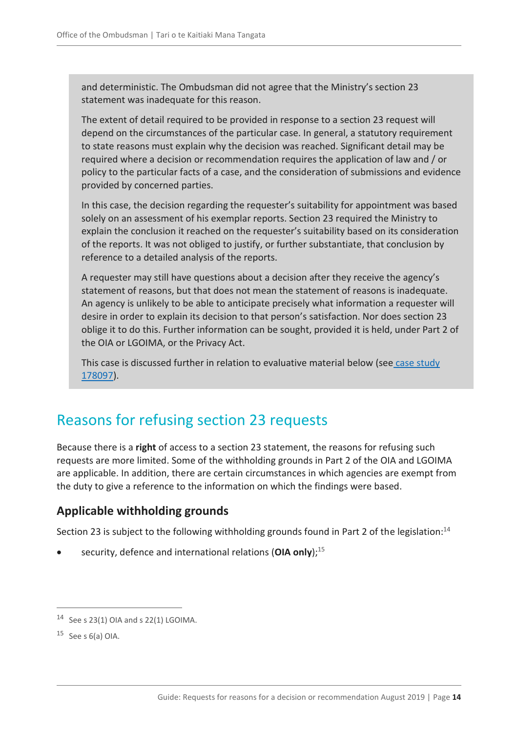and deterministic. The Ombudsman did not agree that the Ministry's section 23 statement was inadequate for this reason.

The extent of detail required to be provided in response to a section 23 request will depend on the circumstances of the particular case. In general, a statutory requirement to state reasons must explain why the decision was reached. Significant detail may be required where a decision or recommendation requires the application of law and / or policy to the particular facts of a case, and the consideration of submissions and evidence provided by concerned parties.

In this case, the decision regarding the requester's suitability for appointment was based solely on an assessment of his exemplar reports. Section 23 required the Ministry to explain the conclusion it reached on the requester's suitability based on its consideration of the reports. It was not obliged to justify, or further substantiate, that conclusion by reference to a detailed analysis of the reports.

A requester may still have questions about a decision after they receive the agency's statement of reasons, but that does not mean the statement of reasons is inadequate. An agency is unlikely to be able to anticipate precisely what information a requester will desire in order to explain its decision to that person's satisfaction. Nor does section 23 oblige it to do this. Further information can be sought, provided it is held, under Part 2 of the OIA or LGOIMA, or the Privacy Act.

This case is discussed further in relation to evaluative material below (see case study 178097).

## Reasons for refusing section 23 requests

Because there is a **right** of access to a section 23 statement, the reasons for refusing such requests are more limited. Some of the withholding grounds in Part 2 of the OIA and LGOIMA are applicable. In addition, there are certain circumstances in which agencies are exempt from the duty to give a reference to the information on which the findings were based.

### Applicable withholding grounds

Section 23 is subject to the following withholding grounds found in Part 2 of the legislation:[14]

- security, defence and international relations (**OIA only**);[15]

---

[14] See s 23(1) OIA and s 22(1) LGOIMA.

[15] See s 6(a) OIA.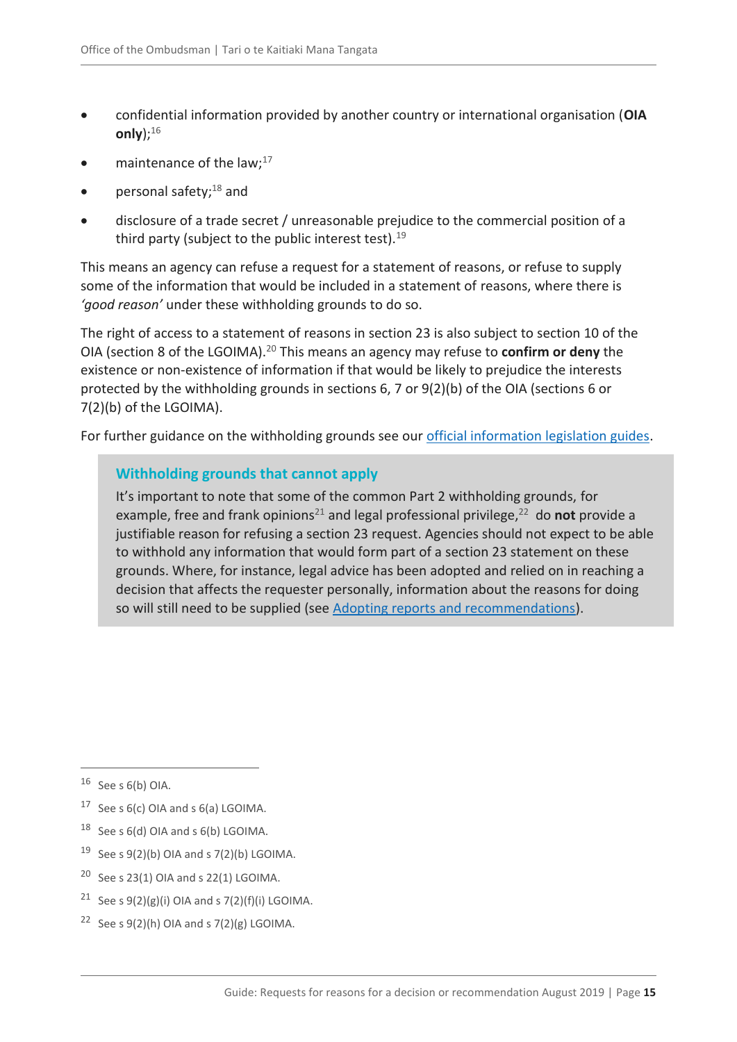- confidential information provided by another country or international organisation (**OIA only**);[16]
- maintenance of the law;[17]
- personal safety;[18] and
- disclosure of a trade secret / unreasonable prejudice to the commercial position of a third party (subject to the public interest test).[19]

This means an agency can refuse a request for a statement of reasons, or refuse to supply some of the information that would be included in a statement of reasons, where there is *'good reason'* under these withholding grounds to do so.

The right of access to a statement of reasons in section 23 is also subject to section 10 of the OIA (section 8 of the LGOIMA).[20] This means an agency may refuse to **confirm or deny** the existence or non-existence of information if that would be likely to prejudice the interests protected by the withholding grounds in sections 6, 7 or 9(2)(b) of the OIA (sections 6 or 7(2)(b) of the LGOIMA).

For further guidance on the withholding grounds see our official information legislation guides.

### Withholding grounds that cannot apply

It's important to note that some of the common Part 2 withholding grounds, for example, free and frank opinions[21] and legal professional privilege,[22] do **not** provide a justifiable reason for refusing a section 23 request. Agencies should not expect to be able to withhold any information that would form part of a section 23 statement on these grounds. Where, for instance, legal advice has been adopted and relied on in reaching a decision that affects the requester personally, information about the reasons for doing so will still need to be supplied (see Adopting reports and recommendations).

---

[16] See s 6(b) OIA.

[17] See s 6(c) OIA and s 6(a) LGOIMA.

[18] See s 6(d) OIA and s 6(b) LGOIMA.

[19] See s 9(2)(b) OIA and s 7(2)(b) LGOIMA.

[20] See s 23(1) OIA and s 22(1) LGOIMA.

[21] See s 9(2)(g)(i) OIA and s 7(2)(f)(i) LGOIMA.

[22] See s 9(2)(h) OIA and s 7(2)(g) LGOIMA.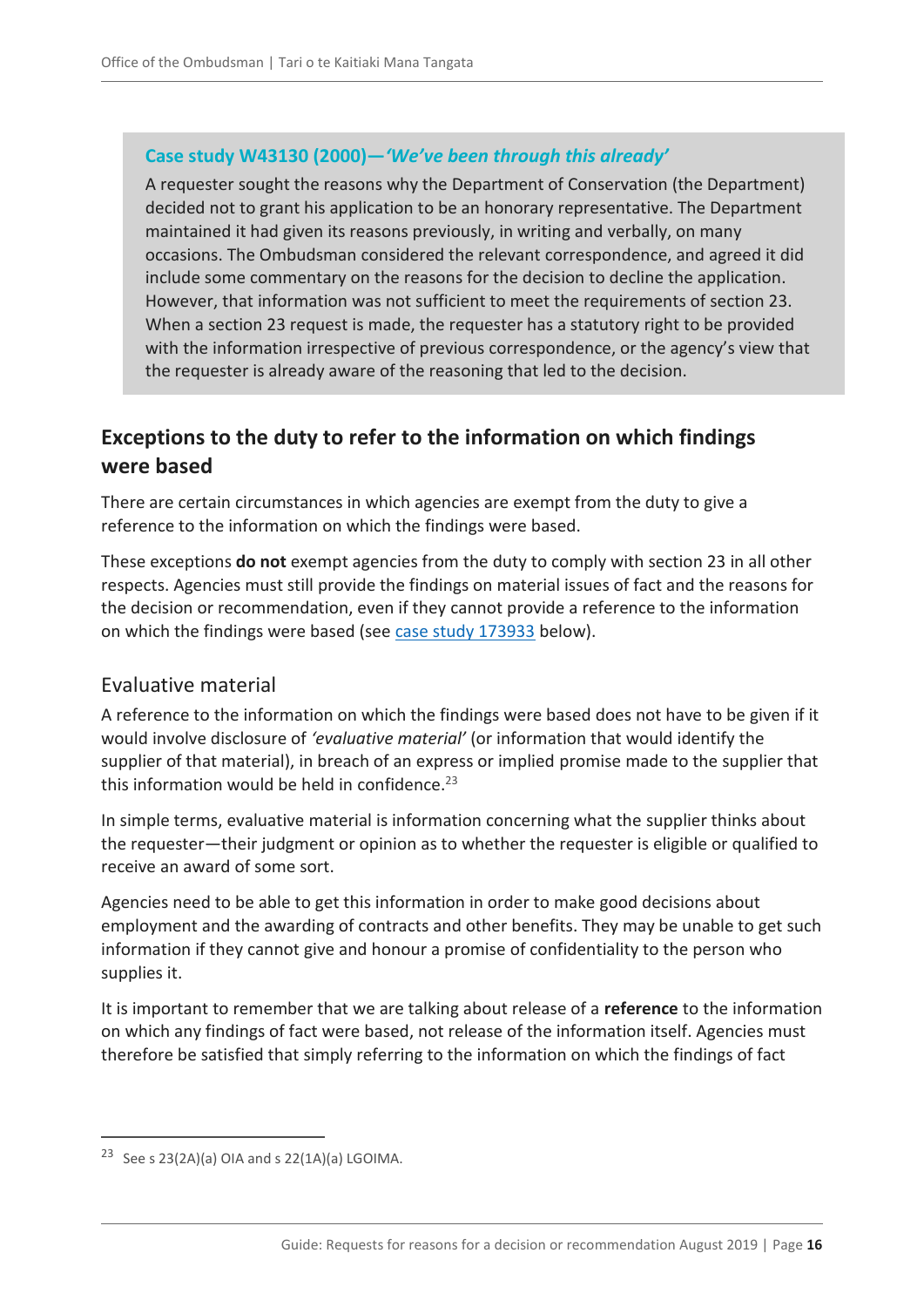### Case study W43130 (2000)—*'We've been through this already'*

A requester sought the reasons why the Department of Conservation (the Department) decided not to grant his application to be an honorary representative. The Department maintained it had given its reasons previously, in writing and verbally, on many occasions. The Ombudsman considered the relevant correspondence, and agreed it did include some commentary on the reasons for the decision to decline the application. However, that information was not sufficient to meet the requirements of section 23. When a section 23 request is made, the requester has a statutory right to be provided with the information irrespective of previous correspondence, or the agency's view that the requester is already aware of the reasoning that led to the decision.

## Exceptions to the duty to refer to the information on which findings were based

There are certain circumstances in which agencies are exempt from the duty to give a reference to the information on which the findings were based.

These exceptions **do not** exempt agencies from the duty to comply with section 23 in all other respects. Agencies must still provide the findings on material issues of fact and the reasons for the decision or recommendation, even if they cannot provide a reference to the information on which the findings were based (see case study 173933 below).

### Evaluative material

A reference to the information on which the findings were based does not have to be given if it would involve disclosure of *'evaluative material'* (or information that would identify the supplier of that material), in breach of an express or implied promise made to the supplier that this information would be held in confidence.[23]

In simple terms, evaluative material is information concerning what the supplier thinks about the requester—their judgment or opinion as to whether the requester is eligible or qualified to receive an award of some sort.

Agencies need to be able to get this information in order to make good decisions about employment and the awarding of contracts and other benefits. They may be unable to get such information if they cannot give and honour a promise of confidentiality to the person who supplies it.

It is important to remember that we are talking about release of a **reference** to the information on which any findings of fact were based, not release of the information itself. Agencies must therefore be satisfied that simply referring to the information on which the findings of fact

[23] See s 23(2A)(a) OIA and s 22(1A)(a) LGOIMA.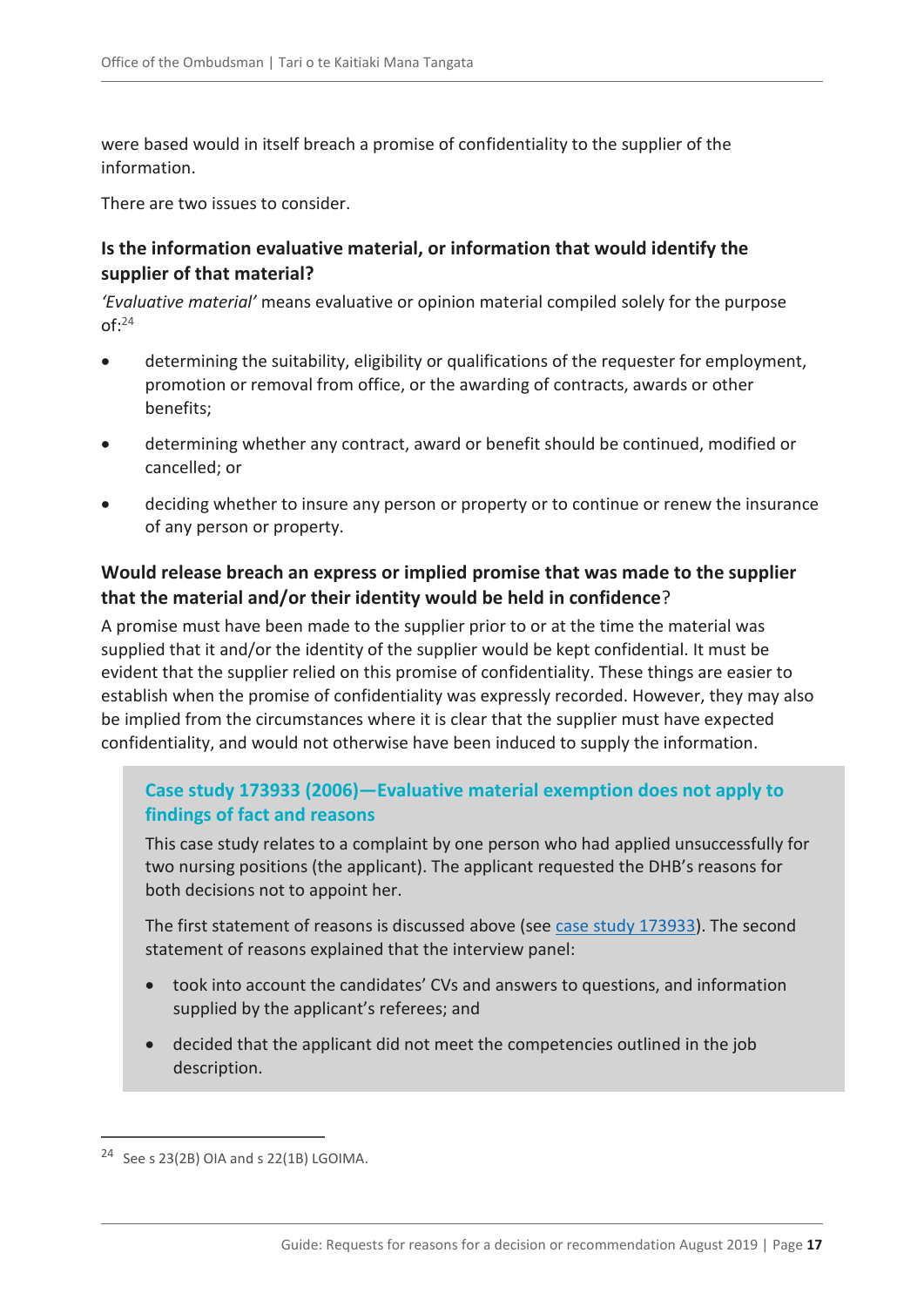were based would in itself breach a promise of confidentiality to the supplier of the information.

There are two issues to consider.

### Is the information evaluative material, or information that would identify the supplier of that material?

*'Evaluative material'* means evaluative or opinion material compiled solely for the purpose of:[24]

- determining the suitability, eligibility or qualifications of the requester for employment, promotion or removal from office, or the awarding of contracts, awards or other benefits;
- determining whether any contract, award or benefit should be continued, modified or cancelled; or
- deciding whether to insure any person or property or to continue or renew the insurance of any person or property.

### Would release breach an express or implied promise that was made to the supplier that the material and/or their identity would be held in confidence?

A promise must have been made to the supplier prior to or at the time the material was supplied that it and/or the identity of the supplier would be kept confidential. It must be evident that the supplier relied on this promise of confidentiality. These things are easier to establish when the promise of confidentiality was expressly recorded. However, they may also be implied from the circumstances where it is clear that the supplier must have expected confidentiality, and would not otherwise have been induced to supply the information.

> **Case study 173933 (2006)—Evaluative material exemption does not apply to findings of fact and reasons**
>
> This case study relates to a complaint by one person who had applied unsuccessfully for two nursing positions (the applicant). The applicant requested the DHB's reasons for both decisions not to appoint her.
>
> The first statement of reasons is discussed above (see case study 173933). The second statement of reasons explained that the interview panel:
>
> - took into account the candidates' CVs and answers to questions, and information supplied by the applicant's referees; and
> - decided that the applicant did not meet the competencies outlined in the job description.

---

[24] See s 23(2B) OIA and s 22(1B) LGOIMA.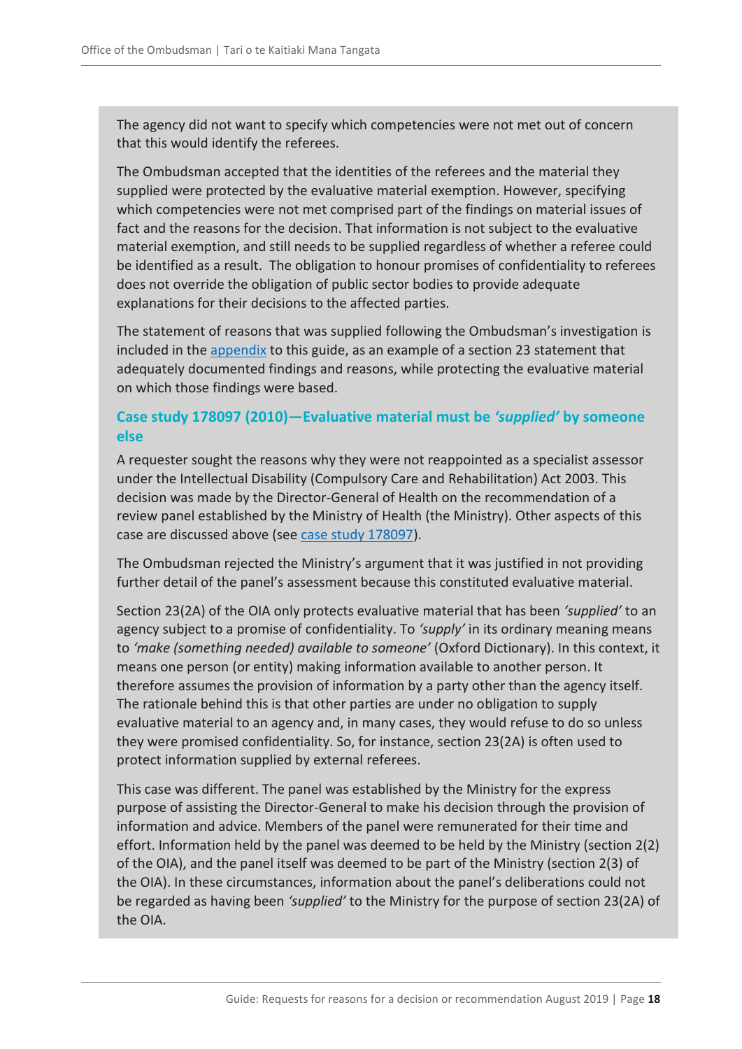The agency did not want to specify which competencies were not met out of concern that this would identify the referees.

The Ombudsman accepted that the identities of the referees and the material they supplied were protected by the evaluative material exemption. However, specifying which competencies were not met comprised part of the findings on material issues of fact and the reasons for the decision. That information is not subject to the evaluative material exemption, and still needs to be supplied regardless of whether a referee could be identified as a result. The obligation to honour promises of confidentiality to referees does not override the obligation of public sector bodies to provide adequate explanations for their decisions to the affected parties.

The statement of reasons that was supplied following the Ombudsman's investigation is included in the appendix to this guide, as an example of a section 23 statement that adequately documented findings and reasons, while protecting the evaluative material on which those findings were based.

### Case study 178097 (2010)—Evaluative material must be *'supplied'* by someone else

A requester sought the reasons why they were not reappointed as a specialist assessor under the Intellectual Disability (Compulsory Care and Rehabilitation) Act 2003. This decision was made by the Director-General of Health on the recommendation of a review panel established by the Ministry of Health (the Ministry). Other aspects of this case are discussed above (see case study 178097).

The Ombudsman rejected the Ministry's argument that it was justified in not providing further detail of the panel's assessment because this constituted evaluative material.

Section 23(2A) of the OIA only protects evaluative material that has been *'supplied'* to an agency subject to a promise of confidentiality. To *'supply'* in its ordinary meaning means to *'make (something needed) available to someone'* (Oxford Dictionary). In this context, it means one person (or entity) making information available to another person. It therefore assumes the provision of information by a party other than the agency itself. The rationale behind this is that other parties are under no obligation to supply evaluative material to an agency and, in many cases, they would refuse to do so unless they were promised confidentiality. So, for instance, section 23(2A) is often used to protect information supplied by external referees.

This case was different. The panel was established by the Ministry for the express purpose of assisting the Director-General to make his decision through the provision of information and advice. Members of the panel were remunerated for their time and effort. Information held by the panel was deemed to be held by the Ministry (section 2(2) of the OIA), and the panel itself was deemed to be part of the Ministry (section 2(3) of the OIA). In these circumstances, information about the panel's deliberations could not be regarded as having been *'supplied'* to the Ministry for the purpose of section 23(2A) of the OIA.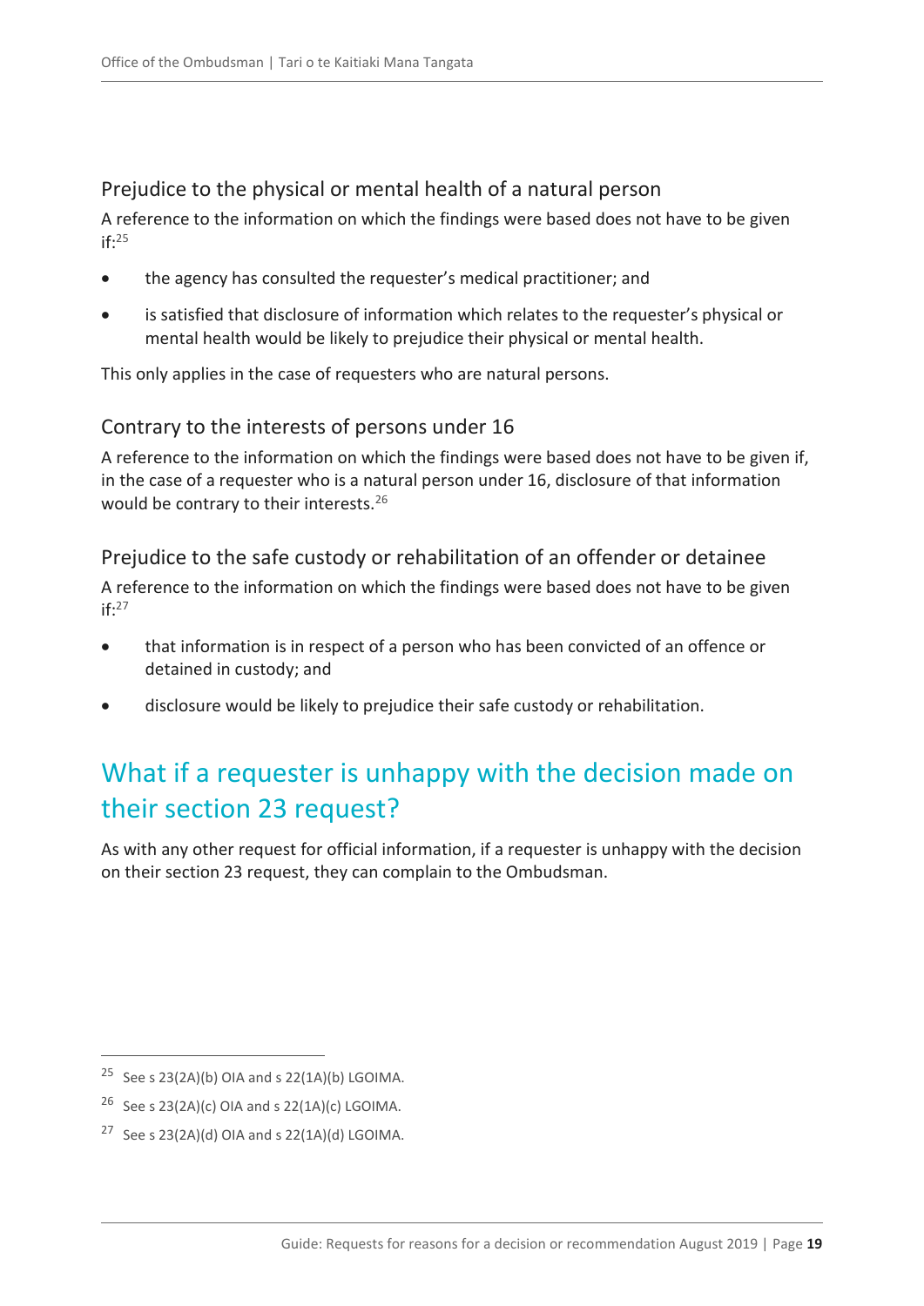### Prejudice to the physical or mental health of a natural person

A reference to the information on which the findings were based does not have to be given if:[25]

- the agency has consulted the requester's medical practitioner; and
- is satisfied that disclosure of information which relates to the requester's physical or mental health would be likely to prejudice their physical or mental health.

This only applies in the case of requesters who are natural persons.

### Contrary to the interests of persons under 16

A reference to the information on which the findings were based does not have to be given if, in the case of a requester who is a natural person under 16, disclosure of that information would be contrary to their interests.[26]

### Prejudice to the safe custody or rehabilitation of an offender or detainee

A reference to the information on which the findings were based does not have to be given if:[27]

- that information is in respect of a person who has been convicted of an offence or detained in custody; and
- disclosure would be likely to prejudice their safe custody or rehabilitation.

## What if a requester is unhappy with the decision made on their section 23 request?

As with any other request for official information, if a requester is unhappy with the decision on their section 23 request, they can complain to the Ombudsman.

---

[25] See s 23(2A)(b) OIA and s 22(1A)(b) LGOIMA.

[26] See s 23(2A)(c) OIA and s 22(1A)(c) LGOIMA.

[27] See s 23(2A)(d) OIA and s 22(1A)(d) LGOIMA.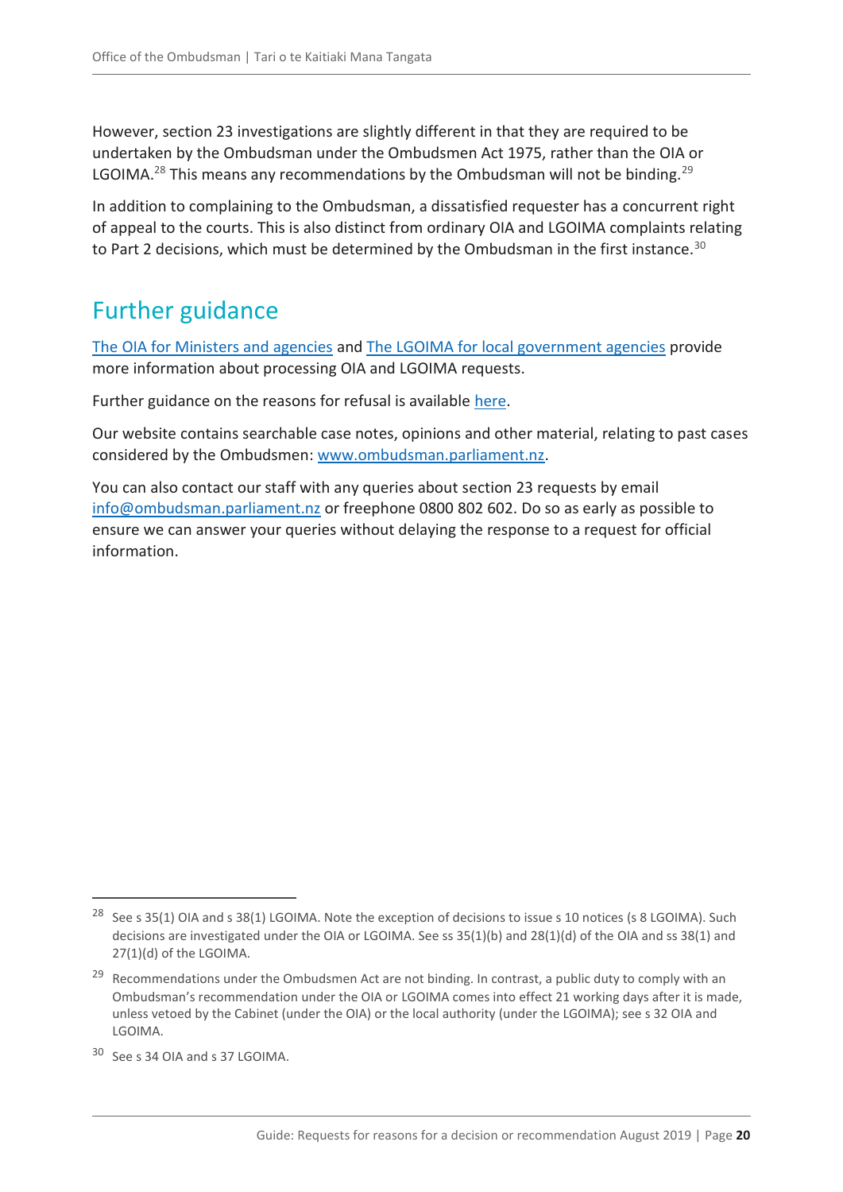However, section 23 investigations are slightly different in that they are required to be undertaken by the Ombudsman under the Ombudsmen Act 1975, rather than the OIA or LGOIMA.[28] This means any recommendations by the Ombudsman will not be binding.[29]

In addition to complaining to the Ombudsman, a dissatisfied requester has a concurrent right of appeal to the courts. This is also distinct from ordinary OIA and LGOIMA complaints relating to Part 2 decisions, which must be determined by the Ombudsman in the first instance.[30]

## Further guidance

The OIA for Ministers and agencies and The LGOIMA for local government agencies provide more information about processing OIA and LGOIMA requests.

Further guidance on the reasons for refusal is available here.

Our website contains searchable case notes, opinions and other material, relating to past cases considered by the Ombudsmen: www.ombudsman.parliament.nz.

You can also contact our staff with any queries about section 23 requests by email info@ombudsman.parliament.nz or freephone 0800 802 602. Do so as early as possible to ensure we can answer your queries without delaying the response to a request for official information.

---

[28] See s 35(1) OIA and s 38(1) LGOIMA. Note the exception of decisions to issue s 10 notices (s 8 LGOIMA). Such decisions are investigated under the OIA or LGOIMA. See ss 35(1)(b) and 28(1)(d) of the OIA and ss 38(1) and 27(1)(d) of the LGOIMA.

[29] Recommendations under the Ombudsmen Act are not binding. In contrast, a public duty to comply with an Ombudsman's recommendation under the OIA or LGOIMA comes into effect 21 working days after it is made, unless vetoed by the Cabinet (under the OIA) or the local authority (under the LGOIMA); see s 32 OIA and LGOIMA.

[30] See s 34 OIA and s 37 LGOIMA.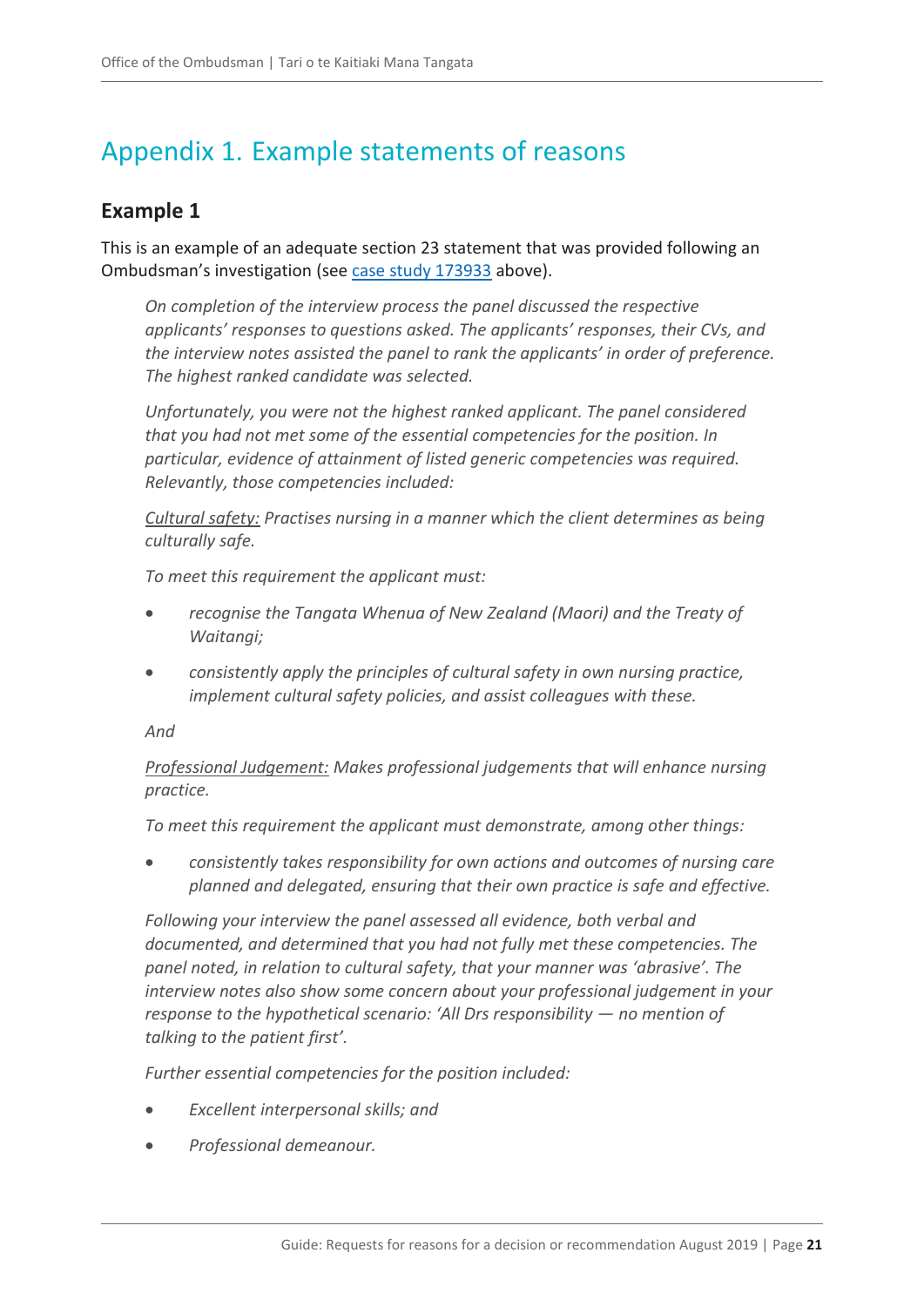# Appendix 1. Example statements of reasons

## Example 1

This is an example of an adequate section 23 statement that was provided following an Ombudsman's investigation (see case study 173933 above).

> *On completion of the interview process the panel discussed the respective applicants' responses to questions asked. The applicants' responses, their CVs, and the interview notes assisted the panel to rank the applicants' in order of preference. The highest ranked candidate was selected.*
>
> *Unfortunately, you were not the highest ranked applicant. The panel considered that you had not met some of the essential competencies for the position. In particular, evidence of attainment of listed generic competencies was required. Relevantly, those competencies included:*
>
> *Cultural safety: Practises nursing in a manner which the client determines as being culturally safe.*
>
> *To meet this requirement the applicant must:*
>
> - *recognise the Tangata Whenua of New Zealand (Maori) and the Treaty of Waitangi;*
> - *consistently apply the principles of cultural safety in own nursing practice, implement cultural safety policies, and assist colleagues with these.*
>
> *And*
>
> *Professional Judgement: Makes professional judgements that will enhance nursing practice.*
>
> *To meet this requirement the applicant must demonstrate, among other things:*
>
> - *consistently takes responsibility for own actions and outcomes of nursing care planned and delegated, ensuring that their own practice is safe and effective.*
>
> *Following your interview the panel assessed all evidence, both verbal and documented, and determined that you had not fully met these competencies. The panel noted, in relation to cultural safety, that your manner was 'abrasive'. The interview notes also show some concern about your professional judgement in your response to the hypothetical scenario: 'All Drs responsibility — no mention of talking to the patient first'.*
>
> *Further essential competencies for the position included:*
>
> - *Excellent interpersonal skills; and*
> - *Professional demeanour.*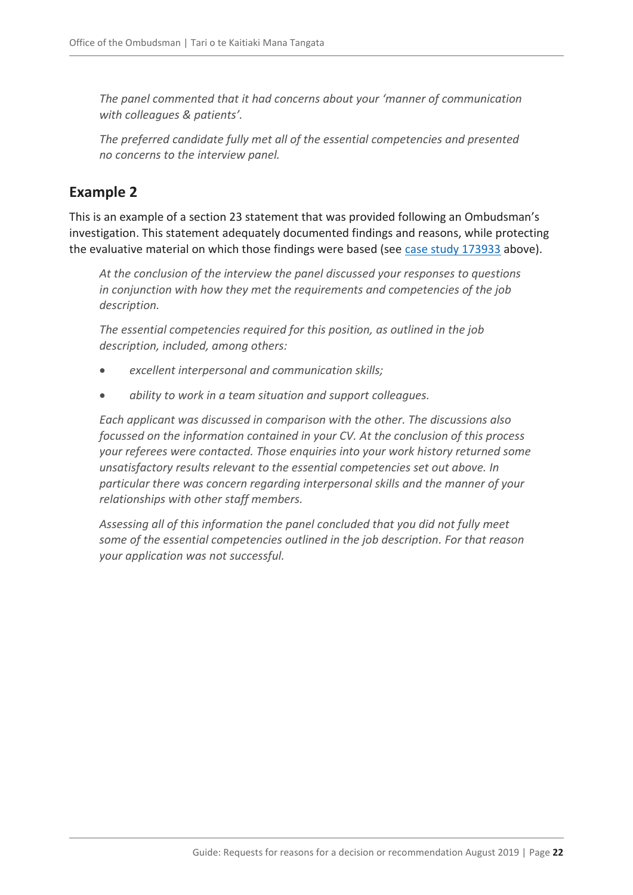*The panel commented that it had concerns about your 'manner of communication with colleagues & patients'.*

*The preferred candidate fully met all of the essential competencies and presented no concerns to the interview panel.*

## Example 2

This is an example of a section 23 statement that was provided following an Ombudsman's investigation. This statement adequately documented findings and reasons, while protecting the evaluative material on which those findings were based (see case study 173933 above).

*At the conclusion of the interview the panel discussed your responses to questions in conjunction with how they met the requirements and competencies of the job description.*

*The essential competencies required for this position, as outlined in the job description, included, among others:*

- *excellent interpersonal and communication skills;*
- *ability to work in a team situation and support colleagues.*

*Each applicant was discussed in comparison with the other. The discussions also focussed on the information contained in your CV. At the conclusion of this process your referees were contacted. Those enquiries into your work history returned some unsatisfactory results relevant to the essential competencies set out above. In particular there was concern regarding interpersonal skills and the manner of your relationships with other staff members.*

*Assessing all of this information the panel concluded that you did not fully meet some of the essential competencies outlined in the job description. For that reason your application was not successful.*